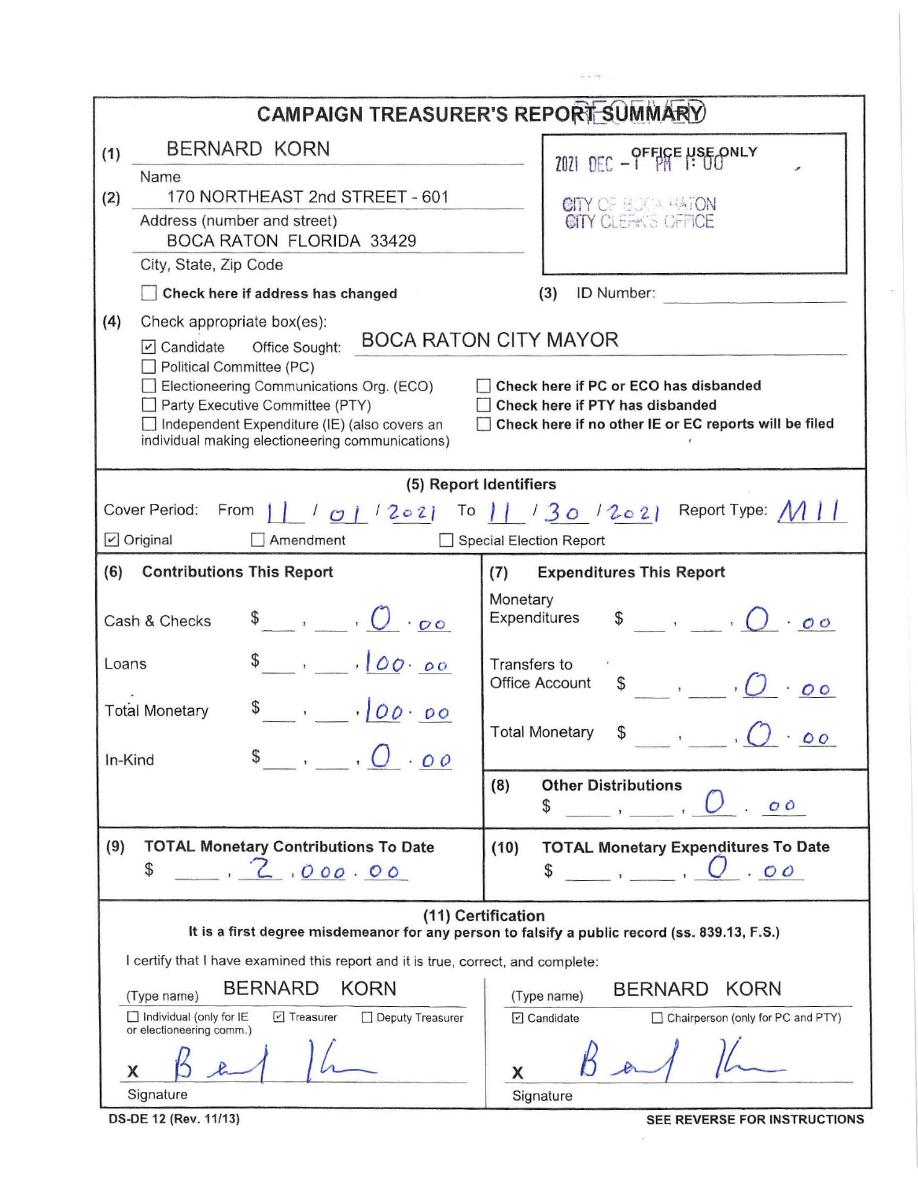# CAMPAIGN TREASURER'S REPORT SUMMARY

RECEIVED

**OFFICE USE ONLY**

2021 DEC -1 PM 1:00

CITY OF BOCA RATON
CITY CLERK'S OFFICE

(1) BERNARD KORN
Name

(2) 170 NORTHEAST 2nd STREET - 601
Address (number and street)
BOCA RATON FLORIDA 33429
City, State, Zip Code

☐ **Check here if address has changed**

(3) ID Number: ______

(4) Check appropriate box(es):

☑ Candidate  Office Sought: BOCA RATON CITY MAYOR
☐ Political Committee (PC)
☐ Electioneering Communications Org. (ECO)
☐ Party Executive Committee (PTY)
☐ Independent Expenditure (IE) (also covers an individual making electioneering communications)

☐ **Check here if PC or ECO has disbanded**
☐ **Check here if PTY has disbanded**
☐ **Check here if no other IE or EC reports will be filed**

## (5) Report Identifiers

Cover Period: From 11 / 01 / 2021 To 11 / 30 / 2021 Report Type: M11

☑ Original ☐ Amendment ☐ Special Election Report

| **(6) Contributions This Report** | | **(7) Expenditures This Report** | |
|---|---|---|---|
| Cash & Checks | $ 0.00 | Monetary Expenditures | $ 0.00 |
| Loans | $ 100.00 | Transfers to Office Account | $ 0.00 |
| Total Monetary | $ 100.00 | Total Monetary | $ 0.00 |
| In-Kind | $ 0.00 | **(8) Other Distributions** | $ 0.00 |
| **(9) TOTAL Monetary Contributions To Date** | $ 2,000.00 | **(10) TOTAL Monetary Expenditures To Date** | $ 0.00 |

## (11) Certification

**It is a first degree misdemeanor for any person to falsify a public record (ss. 839.13, F.S.)**

I certify that I have examined this report and it is true, correct, and complete:

(Type name) BERNARD KORN
☐ Individual (only for IE or electioneering comm.) ☑ Treasurer ☐ Deputy Treasurer
X [signature]
Signature

(Type name) BERNARD KORN
☑ Candidate ☐ Chairperson (only for PC and PTY)
X [signature]
Signature

DS-DE 12 (Rev. 11/13)

**SEE REVERSE FOR INSTRUCTIONS**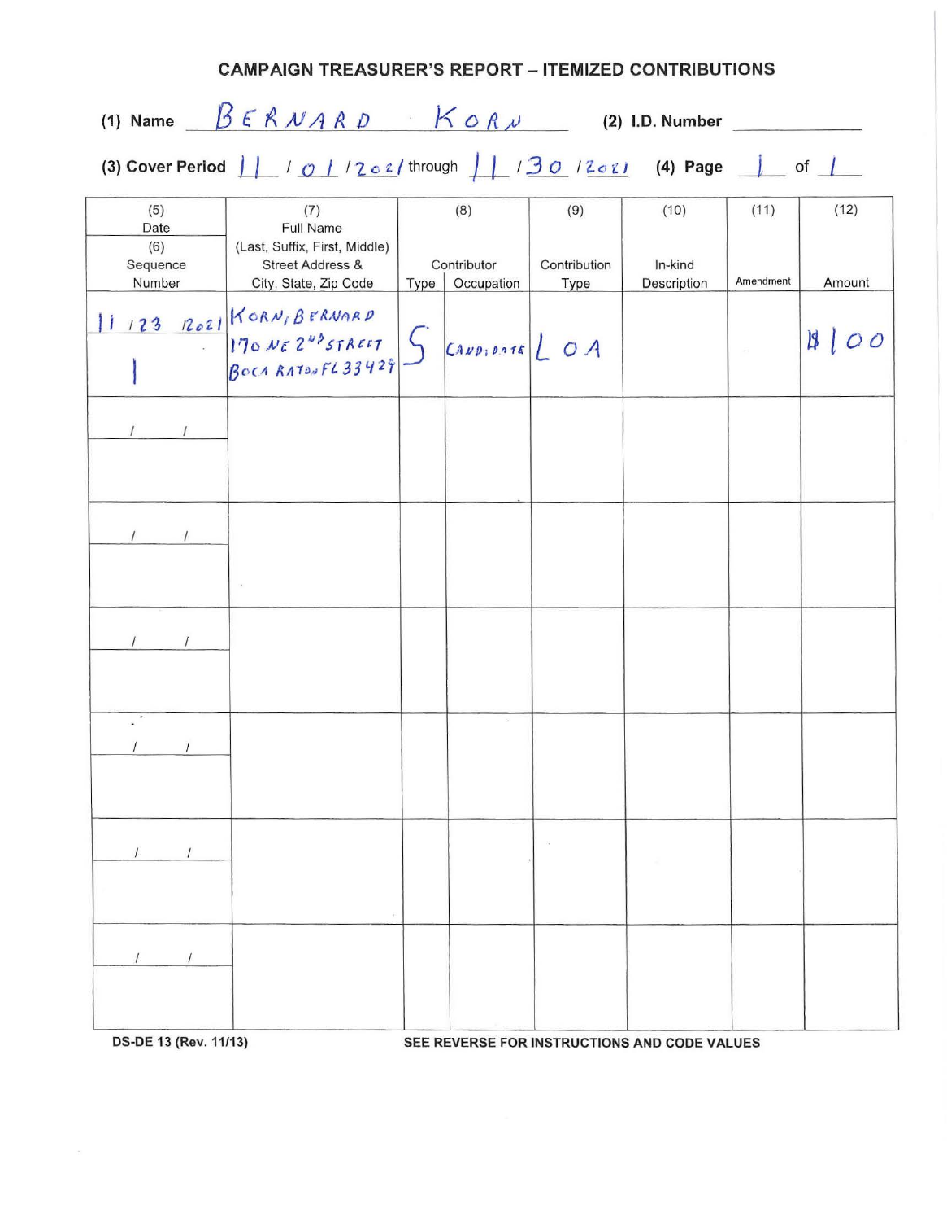## CAMPAIGN TREASURER'S REPORT – ITEMIZED CONTRIBUTIONS

**(1) Name** BERNARD KORN **(2) I.D. Number** ______

**(3) Cover Period** 11 / 01 / 2021 through 11 / 30 / 2021 **(4) Page** 1 of 1

| (5) Date / (6) Sequence Number | (7) Full Name (Last, Suffix, First, Middle) Street Address & City, State, Zip Code | (8) Contributor Type | (8) Contributor Occupation | (9) Contribution Type | (10) In-kind Description | (11) Amendment | (12) Amount |
|---|---|---|---|---|---|---|---|
| 11 / 23 / 2021<br>1 | KORN, BERNARD<br>170 NE 2ND STREET<br>BOCA RATON FL 33429 | S | CANDIDATE | LOA | | | $100 |
| / / | | | | | | | |
| / / | | | | | | | |
| / / | | | | | | | |
| / / | | | | | | | |
| / / | | | | | | | |
| / / | | | | | | | |

DS-DE 13 (Rev. 11/13) SEE REVERSE FOR INSTRUCTIONS AND CODE VALUES